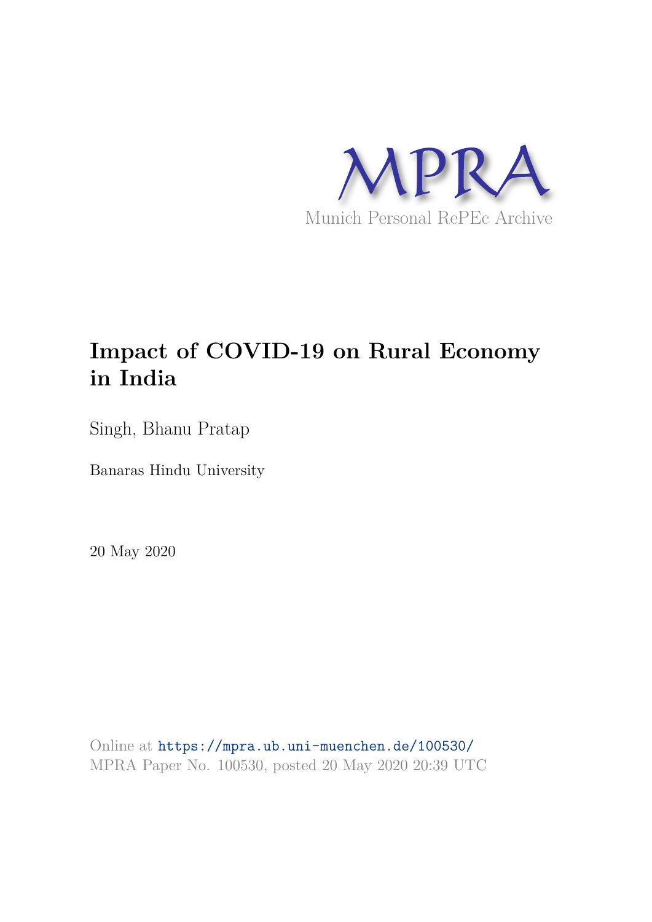MPRA

Munich Personal RePEc Archive

# Impact of COVID-19 on Rural Economy in India

Singh, Bhanu Pratap

Banaras Hindu University

20 May 2020

Online at https://mpra.ub.uni-muenchen.de/100530/
MPRA Paper No. 100530, posted 20 May 2020 20:39 UTC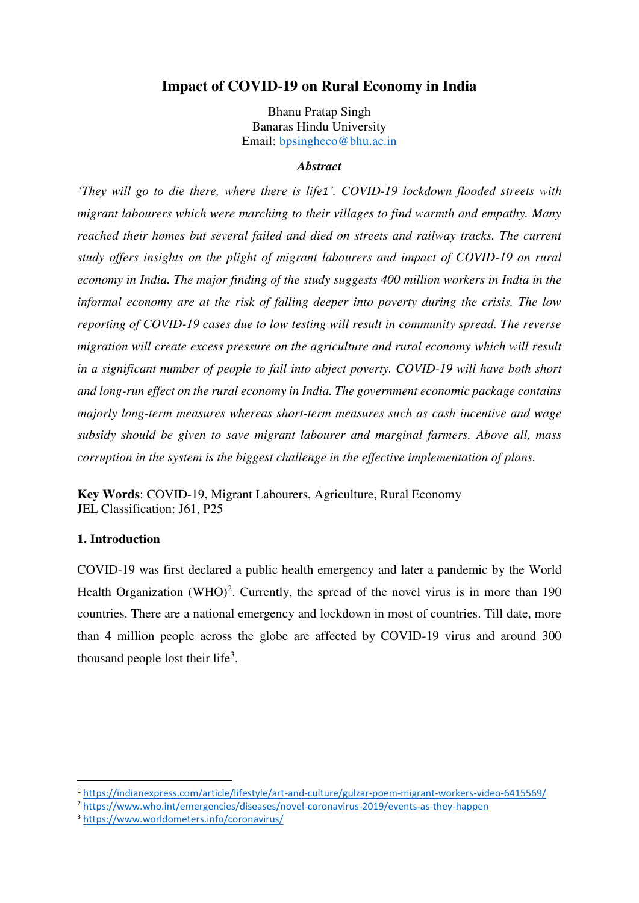# Impact of COVID-19 on Rural Economy in India

Bhanu Pratap Singh
Banaras Hindu University
Email: bpsingheco@bhu.ac.in

### *Abstract*

*'They will go to die there, where there is life1'. COVID-19 lockdown flooded streets with migrant labourers which were marching to their villages to find warmth and empathy. Many reached their homes but several failed and died on streets and railway tracks. The current study offers insights on the plight of migrant labourers and impact of COVID-19 on rural economy in India. The major finding of the study suggests 400 million workers in India in the informal economy are at the risk of falling deeper into poverty during the crisis. The low reporting of COVID-19 cases due to low testing will result in community spread. The reverse migration will create excess pressure on the agriculture and rural economy which will result in a significant number of people to fall into abject poverty. COVID-19 will have both short and long-run effect on the rural economy in India. The government economic package contains majorly long-term measures whereas short-term measures such as cash incentive and wage subsidy should be given to save migrant labourer and marginal farmers. Above all, mass corruption in the system is the biggest challenge in the effective implementation of plans.*

**Key Words**: COVID-19, Migrant Labourers, Agriculture, Rural Economy
JEL Classification: J61, P25

## 1. Introduction

COVID-19 was first declared a public health emergency and later a pandemic by the World Health Organization (WHO)[2]. Currently, the spread of the novel virus is in more than 190 countries. There are a national emergency and lockdown in most of countries. Till date, more than 4 million people across the globe are affected by COVID-19 virus and around 300 thousand people lost their life[3].

[1] https://indianexpress.com/article/lifestyle/art-and-culture/gulzar-poem-migrant-workers-video-6415569/
[2] https://www.who.int/emergencies/diseases/novel-coronavirus-2019/events-as-they-happen
[3] https://www.worldometers.info/coronavirus/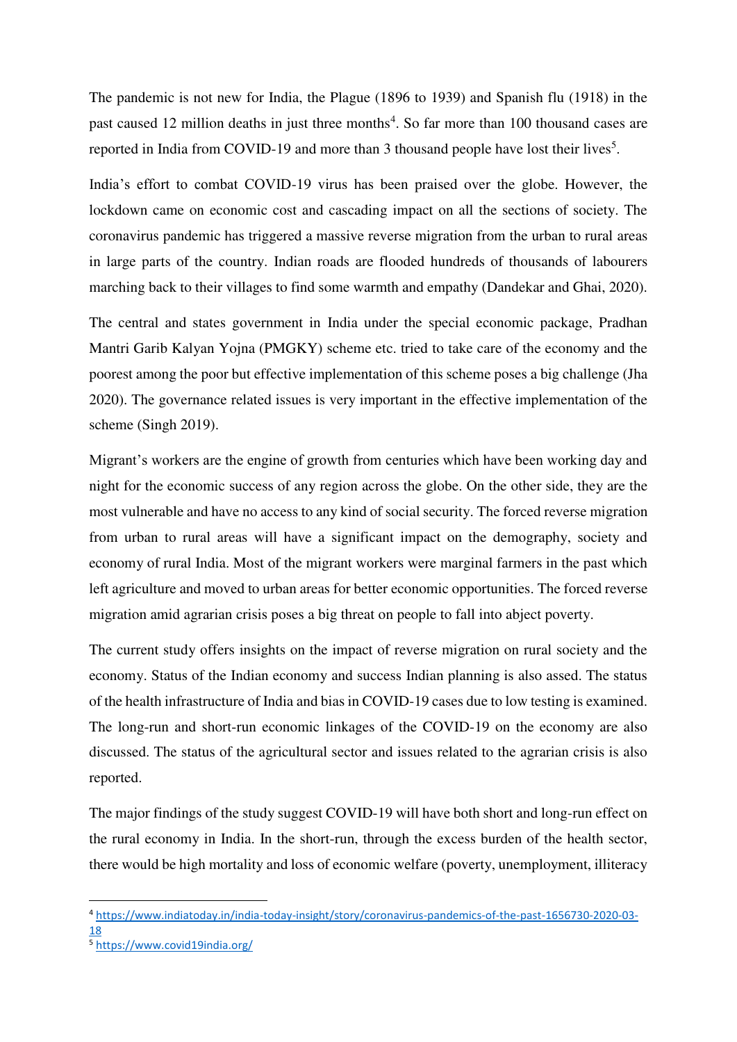The pandemic is not new for India, the Plague (1896 to 1939) and Spanish flu (1918) in the past caused 12 million deaths in just three months[4]. So far more than 100 thousand cases are reported in India from COVID-19 and more than 3 thousand people have lost their lives[5].

India's effort to combat COVID-19 virus has been praised over the globe. However, the lockdown came on economic cost and cascading impact on all the sections of society. The coronavirus pandemic has triggered a massive reverse migration from the urban to rural areas in large parts of the country. Indian roads are flooded hundreds of thousands of labourers marching back to their villages to find some warmth and empathy (Dandekar and Ghai, 2020).

The central and states government in India under the special economic package, Pradhan Mantri Garib Kalyan Yojna (PMGKY) scheme etc. tried to take care of the economy and the poorest among the poor but effective implementation of this scheme poses a big challenge (Jha 2020). The governance related issues is very important in the effective implementation of the scheme (Singh 2019).

Migrant's workers are the engine of growth from centuries which have been working day and night for the economic success of any region across the globe. On the other side, they are the most vulnerable and have no access to any kind of social security. The forced reverse migration from urban to rural areas will have a significant impact on the demography, society and economy of rural India. Most of the migrant workers were marginal farmers in the past which left agriculture and moved to urban areas for better economic opportunities. The forced reverse migration amid agrarian crisis poses a big threat on people to fall into abject poverty.

The current study offers insights on the impact of reverse migration on rural society and the economy. Status of the Indian economy and success Indian planning is also assed. The status of the health infrastructure of India and bias in COVID-19 cases due to low testing is examined. The long-run and short-run economic linkages of the COVID-19 on the economy are also discussed. The status of the agricultural sector and issues related to the agrarian crisis is also reported.

The major findings of the study suggest COVID-19 will have both short and long-run effect on the rural economy in India. In the short-run, through the excess burden of the health sector, there would be high mortality and loss of economic welfare (poverty, unemployment, illiteracy

---

[4] https://www.indiatoday.in/india-today-insight/story/coronavirus-pandemics-of-the-past-1656730-2020-03-18

[5] https://www.covid19india.org/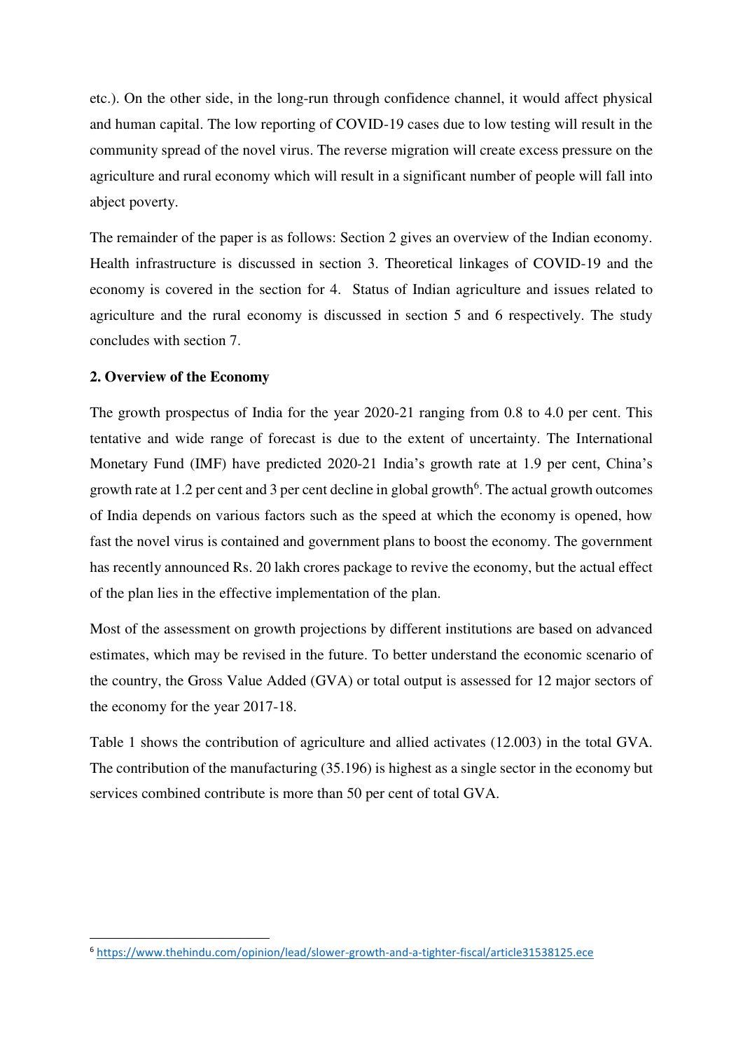etc.). On the other side, in the long-run through confidence channel, it would affect physical and human capital. The low reporting of COVID-19 cases due to low testing will result in the community spread of the novel virus. The reverse migration will create excess pressure on the agriculture and rural economy which will result in a significant number of people will fall into abject poverty.

The remainder of the paper is as follows: Section 2 gives an overview of the Indian economy. Health infrastructure is discussed in section 3. Theoretical linkages of COVID-19 and the economy is covered in the section for 4. Status of Indian agriculture and issues related to agriculture and the rural economy is discussed in section 5 and 6 respectively. The study concludes with section 7.

## 2. Overview of the Economy

The growth prospectus of India for the year 2020-21 ranging from 0.8 to 4.0 per cent. This tentative and wide range of forecast is due to the extent of uncertainty. The International Monetary Fund (IMF) have predicted 2020-21 India's growth rate at 1.9 per cent, China's growth rate at 1.2 per cent and 3 per cent decline in global growth[6]. The actual growth outcomes of India depends on various factors such as the speed at which the economy is opened, how fast the novel virus is contained and government plans to boost the economy. The government has recently announced Rs. 20 lakh crores package to revive the economy, but the actual effect of the plan lies in the effective implementation of the plan.

Most of the assessment on growth projections by different institutions are based on advanced estimates, which may be revised in the future. To better understand the economic scenario of the country, the Gross Value Added (GVA) or total output is assessed for 12 major sectors of the economy for the year 2017-18.

Table 1 shows the contribution of agriculture and allied activates (12.003) in the total GVA. The contribution of the manufacturing (35.196) is highest as a single sector in the economy but services combined contribute is more than 50 per cent of total GVA.

[6] https://www.thehindu.com/opinion/lead/slower-growth-and-a-tighter-fiscal/article31538125.ece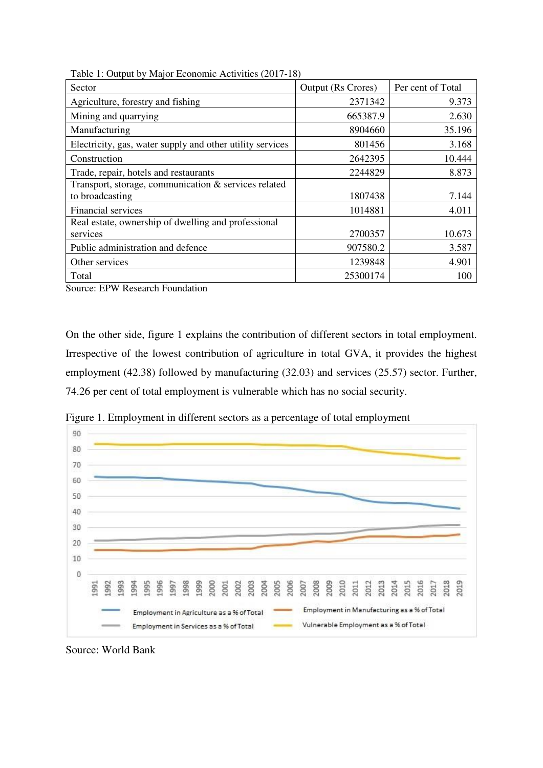Table 1: Output by Major Economic Activities (2017-18)

| Sector | Output (Rs Crores) | Per cent of Total |
|---|---|---|
| Agriculture, forestry and fishing | 2371342 | 9.373 |
| Mining and quarrying | 665387.9 | 2.630 |
| Manufacturing | 8904660 | 35.196 |
| Electricity, gas, water supply and other utility services | 801456 | 3.168 |
| Construction | 2642395 | 10.444 |
| Trade, repair, hotels and restaurants | 2244829 | 8.873 |
| Transport, storage, communication & services related to broadcasting | 1807438 | 7.144 |
| Financial services | 1014881 | 4.011 |
| Real estate, ownership of dwelling and professional services | 2700357 | 10.673 |
| Public administration and defence | 907580.2 | 3.587 |
| Other services | 1239848 | 4.901 |
| Total | 25300174 | 100 |

Source: EPW Research Foundation

On the other side, figure 1 explains the contribution of different sectors in total employment. Irrespective of the lowest contribution of agriculture in total GVA, it provides the highest employment (42.38) followed by manufacturing (32.03) and services (25.57) sector. Further, 74.26 per cent of total employment is vulnerable which has no social security.

Figure 1. Employment in different sectors as a percentage of total employment

Source: World Bank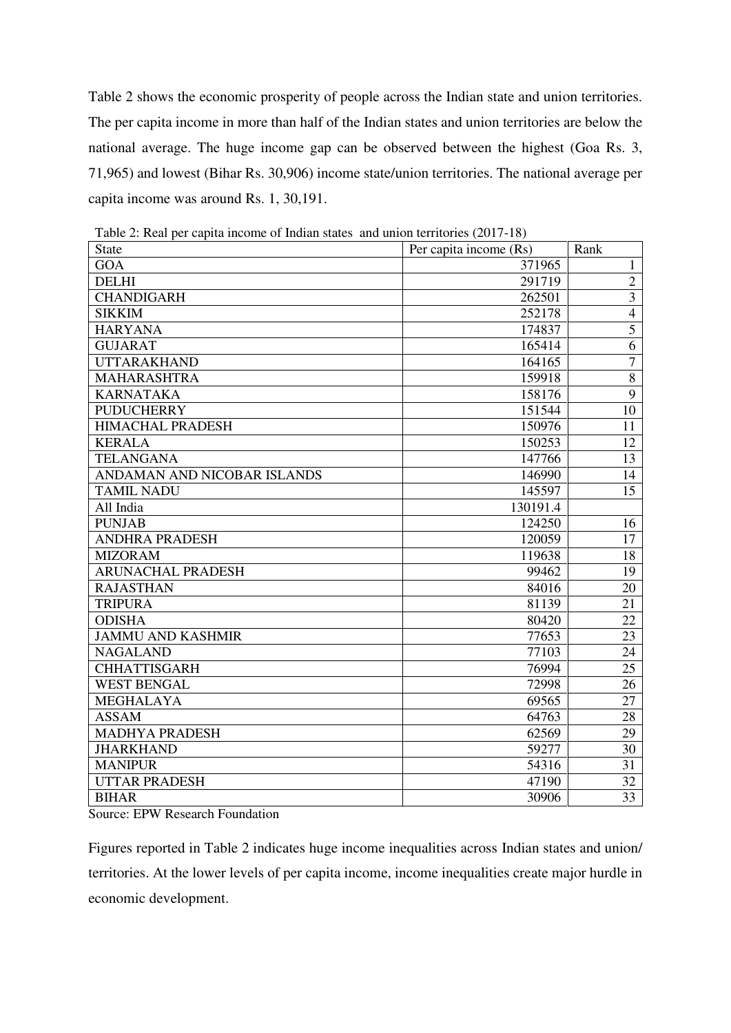Table 2 shows the economic prosperity of people across the Indian state and union territories. The per capita income in more than half of the Indian states and union territories are below the national average. The huge income gap can be observed between the highest (Goa Rs. 3, 71,965) and lowest (Bihar Rs. 30,906) income state/union territories. The national average per capita income was around Rs. 1, 30,191.

Table 2: Real per capita income of Indian states and union territories (2017-18)

| State | Per capita income (Rs) | Rank |
| --- | --- | --- |
| GOA | 371965 | 1 |
| DELHI | 291719 | 2 |
| CHANDIGARH | 262501 | 3 |
| SIKKIM | 252178 | 4 |
| HARYANA | 174837 | 5 |
| GUJARAT | 165414 | 6 |
| UTTARAKHAND | 164165 | 7 |
| MAHARASHTRA | 159918 | 8 |
| KARNATAKA | 158176 | 9 |
| PUDUCHERRY | 151544 | 10 |
| HIMACHAL PRADESH | 150976 | 11 |
| KERALA | 150253 | 12 |
| TELANGANA | 147766 | 13 |
| ANDAMAN AND NICOBAR ISLANDS | 146990 | 14 |
| TAMIL NADU | 145597 | 15 |
| All India | 130191.4 | |
| PUNJAB | 124250 | 16 |
| ANDHRA PRADESH | 120059 | 17 |
| MIZORAM | 119638 | 18 |
| ARUNACHAL PRADESH | 99462 | 19 |
| RAJASTHAN | 84016 | 20 |
| TRIPURA | 81139 | 21 |
| ODISHA | 80420 | 22 |
| JAMMU AND KASHMIR | 77653 | 23 |
| NAGALAND | 77103 | 24 |
| CHHATTISGARH | 76994 | 25 |
| WEST BENGAL | 72998 | 26 |
| MEGHALAYA | 69565 | 27 |
| ASSAM | 64763 | 28 |
| MADHYA PRADESH | 62569 | 29 |
| JHARKHAND | 59277 | 30 |
| MANIPUR | 54316 | 31 |
| UTTAR PRADESH | 47190 | 32 |
| BIHAR | 30906 | 33 |

Source: EPW Research Foundation

Figures reported in Table 2 indicates huge income inequalities across Indian states and union/ territories. At the lower levels of per capita income, income inequalities create major hurdle in economic development.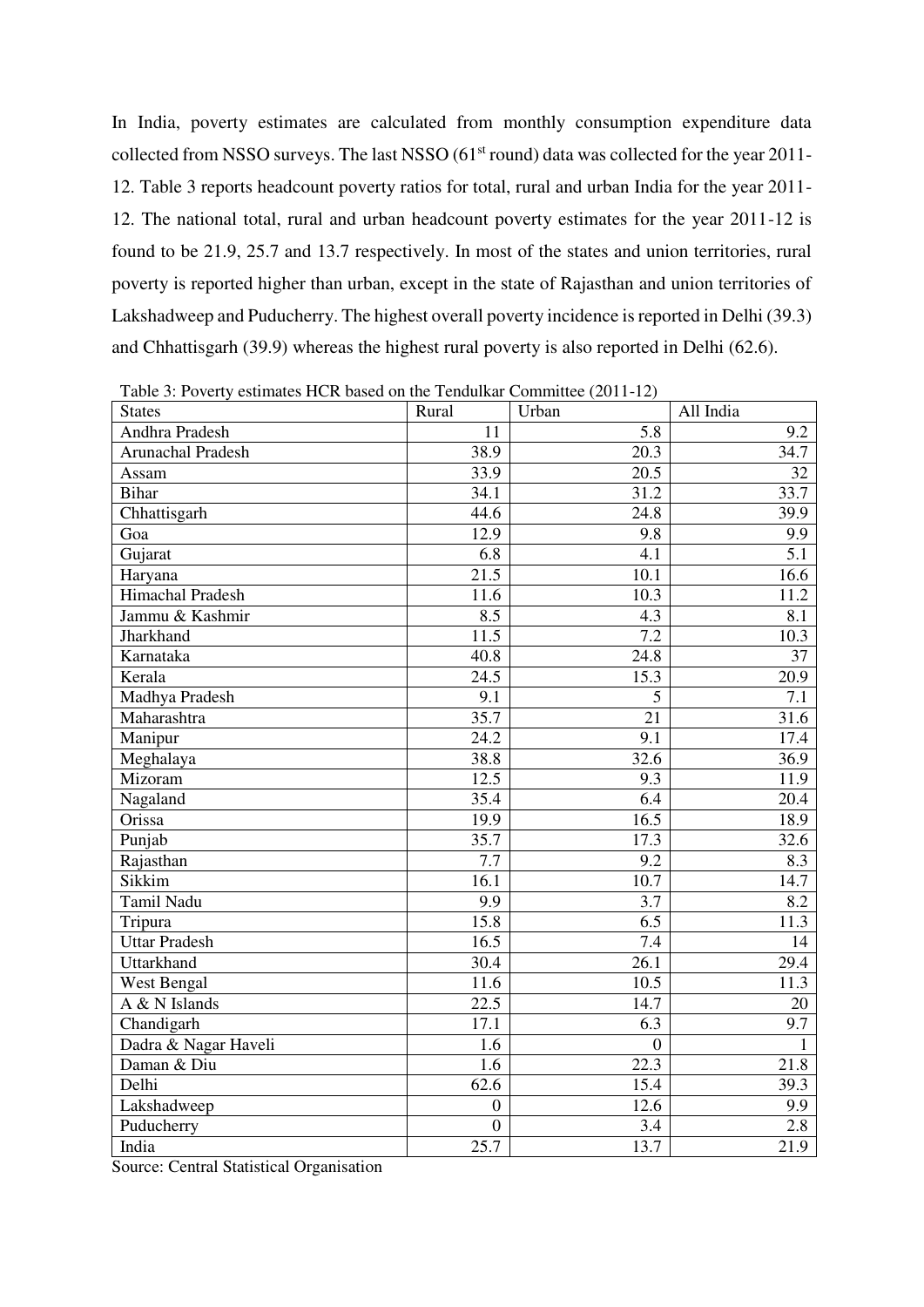In India, poverty estimates are calculated from monthly consumption expenditure data collected from NSSO surveys. The last NSSO (61[st] round) data was collected for the year 2011-12. Table 3 reports headcount poverty ratios for total, rural and urban India for the year 2011-12. The national total, rural and urban headcount poverty estimates for the year 2011-12 is found to be 21.9, 25.7 and 13.7 respectively. In most of the states and union territories, rural poverty is reported higher than urban, except in the state of Rajasthan and union territories of Lakshadweep and Puducherry. The highest overall poverty incidence is reported in Delhi (39.3) and Chhattisgarh (39.9) whereas the highest rural poverty is also reported in Delhi (62.6).

Table 3: Poverty estimates HCR based on the Tendulkar Committee (2011-12)

| States | Rural | Urban | All India |
|---|---|---|---|
| Andhra Pradesh | 11 | 5.8 | 9.2 |
| Arunachal Pradesh | 38.9 | 20.3 | 34.7 |
| Assam | 33.9 | 20.5 | 32 |
| Bihar | 34.1 | 31.2 | 33.7 |
| Chhattisgarh | 44.6 | 24.8 | 39.9 |
| Goa | 12.9 | 9.8 | 9.9 |
| Gujarat | 6.8 | 4.1 | 5.1 |
| Haryana | 21.5 | 10.1 | 16.6 |
| Himachal Pradesh | 11.6 | 10.3 | 11.2 |
| Jammu & Kashmir | 8.5 | 4.3 | 8.1 |
| Jharkhand | 11.5 | 7.2 | 10.3 |
| Karnataka | 40.8 | 24.8 | 37 |
| Kerala | 24.5 | 15.3 | 20.9 |
| Madhya Pradesh | 9.1 | 5 | 7.1 |
| Maharashtra | 35.7 | 21 | 31.6 |
| Manipur | 24.2 | 9.1 | 17.4 |
| Meghalaya | 38.8 | 32.6 | 36.9 |
| Mizoram | 12.5 | 9.3 | 11.9 |
| Nagaland | 35.4 | 6.4 | 20.4 |
| Orissa | 19.9 | 16.5 | 18.9 |
| Punjab | 35.7 | 17.3 | 32.6 |
| Rajasthan | 7.7 | 9.2 | 8.3 |
| Sikkim | 16.1 | 10.7 | 14.7 |
| Tamil Nadu | 9.9 | 3.7 | 8.2 |
| Tripura | 15.8 | 6.5 | 11.3 |
| Uttar Pradesh | 16.5 | 7.4 | 14 |
| Uttarkhand | 30.4 | 26.1 | 29.4 |
| West Bengal | 11.6 | 10.5 | 11.3 |
| A & N Islands | 22.5 | 14.7 | 20 |
| Chandigarh | 17.1 | 6.3 | 9.7 |
| Dadra & Nagar Haveli | 1.6 | 0 | 1 |
| Daman & Diu | 1.6 | 22.3 | 21.8 |
| Delhi | 62.6 | 15.4 | 39.3 |
| Lakshadweep | 0 | 12.6 | 9.9 |
| Puducherry | 0 | 3.4 | 2.8 |
| India | 25.7 | 13.7 | 21.9 |

Source: Central Statistical Organisation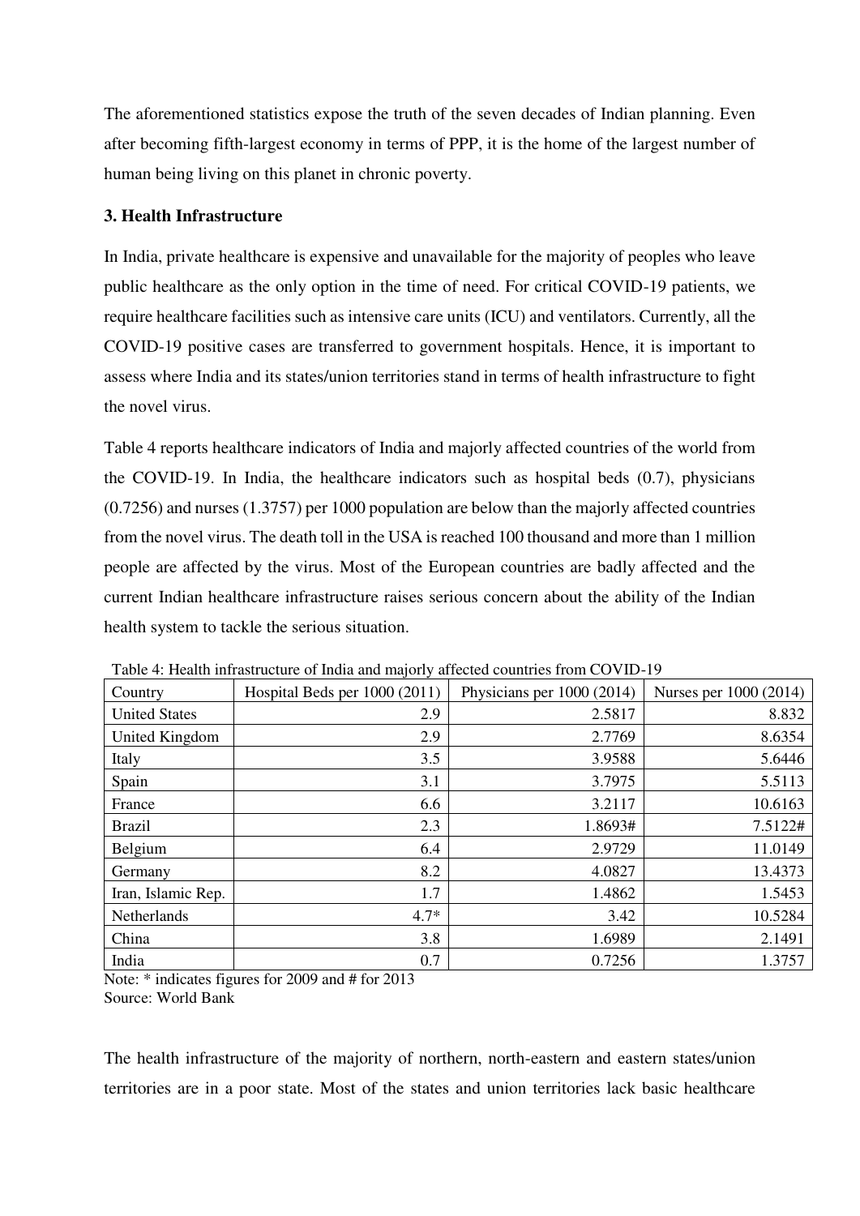The aforementioned statistics expose the truth of the seven decades of Indian planning. Even after becoming fifth-largest economy in terms of PPP, it is the home of the largest number of human being living on this planet in chronic poverty.

### 3. Health Infrastructure

In India, private healthcare is expensive and unavailable for the majority of peoples who leave public healthcare as the only option in the time of need. For critical COVID-19 patients, we require healthcare facilities such as intensive care units (ICU) and ventilators. Currently, all the COVID-19 positive cases are transferred to government hospitals. Hence, it is important to assess where India and its states/union territories stand in terms of health infrastructure to fight the novel virus.

Table 4 reports healthcare indicators of India and majorly affected countries of the world from the COVID-19. In India, the healthcare indicators such as hospital beds (0.7), physicians (0.7256) and nurses (1.3757) per 1000 population are below than the majorly affected countries from the novel virus. The death toll in the USA is reached 100 thousand and more than 1 million people are affected by the virus. Most of the European countries are badly affected and the current Indian healthcare infrastructure raises serious concern about the ability of the Indian health system to tackle the serious situation.

Table 4: Health infrastructure of India and majorly affected countries from COVID-19

| Country | Hospital Beds per 1000 (2011) | Physicians per 1000 (2014) | Nurses per 1000 (2014) |
|---|---|---|---|
| United States | 2.9 | 2.5817 | 8.832 |
| United Kingdom | 2.9 | 2.7769 | 8.6354 |
| Italy | 3.5 | 3.9588 | 5.6446 |
| Spain | 3.1 | 3.7975 | 5.5113 |
| France | 6.6 | 3.2117 | 10.6163 |
| Brazil | 2.3 | 1.8693# | 7.5122# |
| Belgium | 6.4 | 2.9729 | 11.0149 |
| Germany | 8.2 | 4.0827 | 13.4373 |
| Iran, Islamic Rep. | 1.7 | 1.4862 | 1.5453 |
| Netherlands | 4.7* | 3.42 | 10.5284 |
| China | 3.8 | 1.6989 | 2.1491 |
| India | 0.7 | 0.7256 | 1.3757 |

Note: * indicates figures for 2009 and # for 2013
Source: World Bank

The health infrastructure of the majority of northern, north-eastern and eastern states/union territories are in a poor state. Most of the states and union territories lack basic healthcare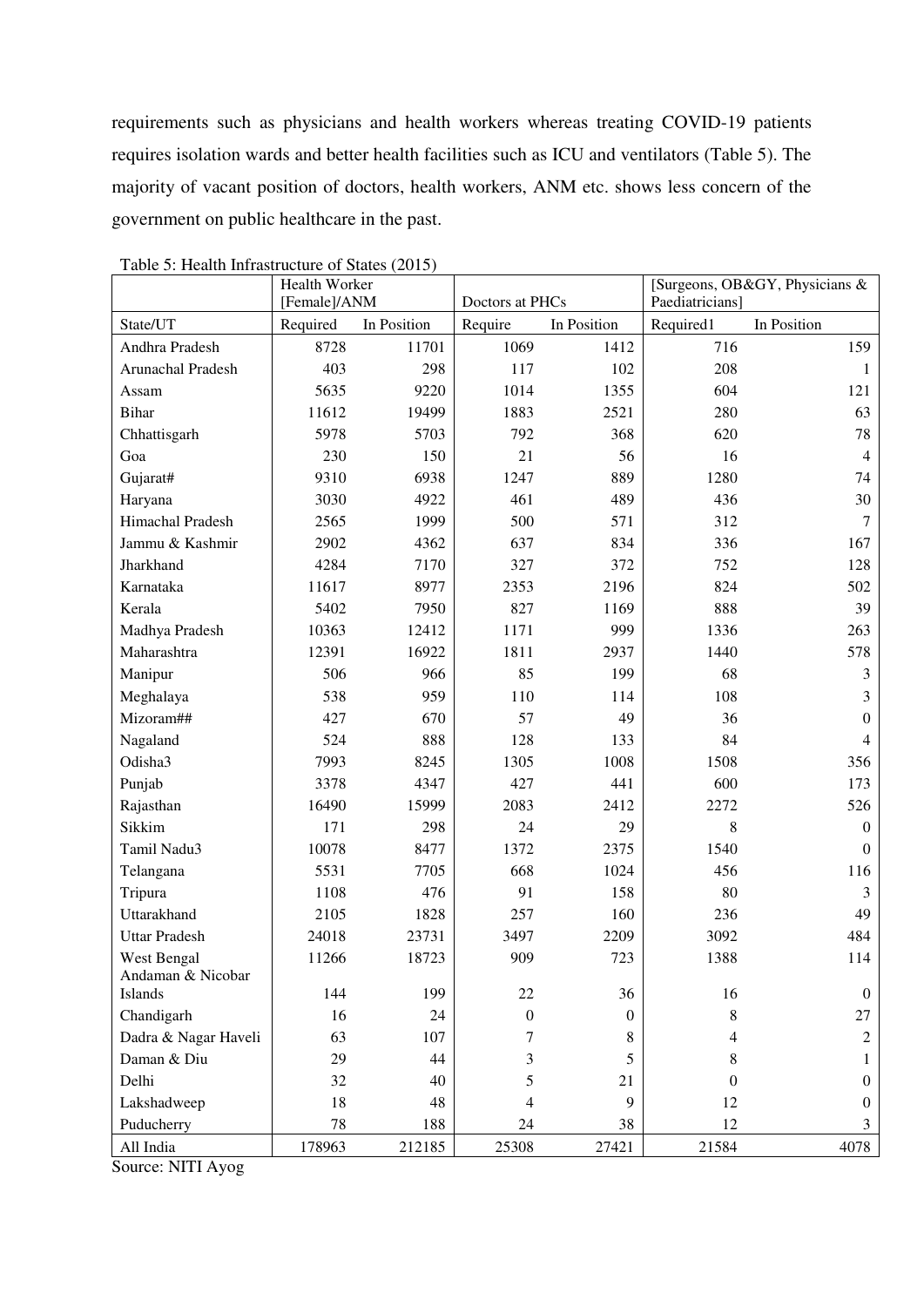requirements such as physicians and health workers whereas treating COVID-19 patients requires isolation wards and better health facilities such as ICU and ventilators (Table 5). The majority of vacant position of doctors, health workers, ANM etc. shows less concern of the government on public healthcare in the past.

Table 5: Health Infrastructure of States (2015)

| | Health Worker [Female]/ANM | | Doctors at PHCs | | [Surgeons, OB&GY, Physicians & Paediatricians] | |
|---|---|---|---|---|---|---|
| State/UT | Required | In Position | Require | In Position | Required1 | In Position |
| Andhra Pradesh | 8728 | 11701 | 1069 | 1412 | 716 | 159 |
| Arunachal Pradesh | 403 | 298 | 117 | 102 | 208 | 1 |
| Assam | 5635 | 9220 | 1014 | 1355 | 604 | 121 |
| Bihar | 11612 | 19499 | 1883 | 2521 | 280 | 63 |
| Chhattisgarh | 5978 | 5703 | 792 | 368 | 620 | 78 |
| Goa | 230 | 150 | 21 | 56 | 16 | 4 |
| Gujarat# | 9310 | 6938 | 1247 | 889 | 1280 | 74 |
| Haryana | 3030 | 4922 | 461 | 489 | 436 | 30 |
| Himachal Pradesh | 2565 | 1999 | 500 | 571 | 312 | 7 |
| Jammu & Kashmir | 2902 | 4362 | 637 | 834 | 336 | 167 |
| Jharkhand | 4284 | 7170 | 327 | 372 | 752 | 128 |
| Karnataka | 11617 | 8977 | 2353 | 2196 | 824 | 502 |
| Kerala | 5402 | 7950 | 827 | 1169 | 888 | 39 |
| Madhya Pradesh | 10363 | 12412 | 1171 | 999 | 1336 | 263 |
| Maharashtra | 12391 | 16922 | 1811 | 2937 | 1440 | 578 |
| Manipur | 506 | 966 | 85 | 199 | 68 | 3 |
| Meghalaya | 538 | 959 | 110 | 114 | 108 | 3 |
| Mizoram## | 427 | 670 | 57 | 49 | 36 | 0 |
| Nagaland | 524 | 888 | 128 | 133 | 84 | 4 |
| Odisha3 | 7993 | 8245 | 1305 | 1008 | 1508 | 356 |
| Punjab | 3378 | 4347 | 427 | 441 | 600 | 173 |
| Rajasthan | 16490 | 15999 | 2083 | 2412 | 2272 | 526 |
| Sikkim | 171 | 298 | 24 | 29 | 8 | 0 |
| Tamil Nadu3 | 10078 | 8477 | 1372 | 2375 | 1540 | 0 |
| Telangana | 5531 | 7705 | 668 | 1024 | 456 | 116 |
| Tripura | 1108 | 476 | 91 | 158 | 80 | 3 |
| Uttarakhand | 2105 | 1828 | 257 | 160 | 236 | 49 |
| Uttar Pradesh | 24018 | 23731 | 3497 | 2209 | 3092 | 484 |
| West Bengal | 11266 | 18723 | 909 | 723 | 1388 | 114 |
| Andaman & Nicobar Islands | 144 | 199 | 22 | 36 | 16 | 0 |
| Chandigarh | 16 | 24 | 0 | 0 | 8 | 27 |
| Dadra & Nagar Haveli | 63 | 107 | 7 | 8 | 4 | 2 |
| Daman & Diu | 29 | 44 | 3 | 5 | 8 | 1 |
| Delhi | 32 | 40 | 5 | 21 | 0 | 0 |
| Lakshadweep | 18 | 48 | 4 | 9 | 12 | 0 |
| Puducherry | 78 | 188 | 24 | 38 | 12 | 3 |
| All India | 178963 | 212185 | 25308 | 27421 | 21584 | 4078 |

Source: NITI Ayog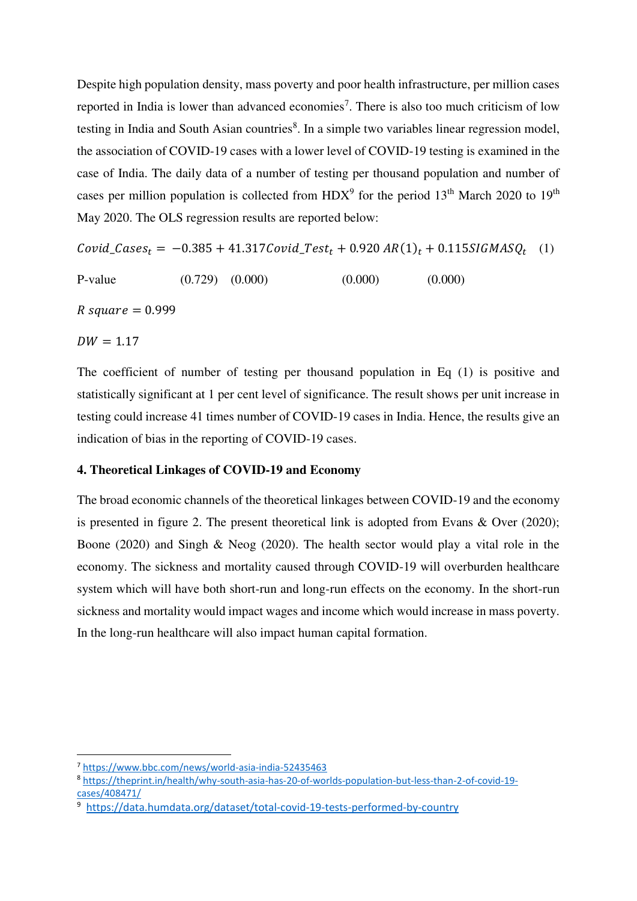Despite high population density, mass poverty and poor health infrastructure, per million cases reported in India is lower than advanced economies[7]. There is also too much criticism of low testing in India and South Asian countries[8]. In a simple two variables linear regression model, the association of COVID-19 cases with a lower level of COVID-19 testing is examined in the case of India. The daily data of a number of testing per thousand population and number of cases per million population is collected from HDX[9] for the period 13th March 2020 to 19th May 2020. The OLS regression results are reported below:

$$Covid\_Cases_t = -0.385 + 41.317 Covid\_Test_t + 0.920\ AR(1)_t + 0.115 SIGMASQ_t \quad (1)$$

P-value (0.729) (0.000) (0.000) (0.000)

$R\ square = 0.999$

$DW = 1.17$

The coefficient of number of testing per thousand population in Eq (1) is positive and statistically significant at 1 per cent level of significance. The result shows per unit increase in testing could increase 41 times number of COVID-19 cases in India. Hence, the results give an indication of bias in the reporting of COVID-19 cases.

### 4. Theoretical Linkages of COVID-19 and Economy

The broad economic channels of the theoretical linkages between COVID-19 and the economy is presented in figure 2. The present theoretical link is adopted from Evans & Over (2020); Boone (2020) and Singh & Neog (2020). The health sector would play a vital role in the economy. The sickness and mortality caused through COVID-19 will overburden healthcare system which will have both short-run and long-run effects on the economy. In the short-run sickness and mortality would impact wages and income which would increase in mass poverty. In the long-run healthcare will also impact human capital formation.

---

[7] https://www.bbc.com/news/world-asia-india-52435463

[8] https://theprint.in/health/why-south-asia-has-20-of-worlds-population-but-less-than-2-of-covid-19-cases/408471/

[9] https://data.humdata.org/dataset/total-covid-19-tests-performed-by-country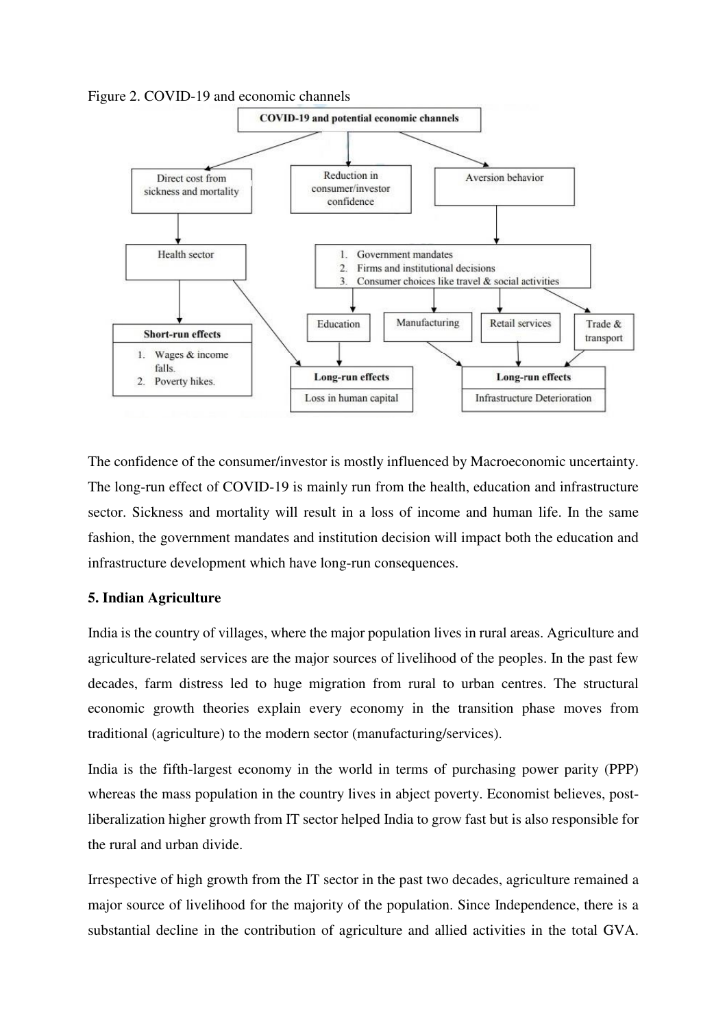Figure 2. COVID-19 and economic channels

The confidence of the consumer/investor is mostly influenced by Macroeconomic uncertainty. The long-run effect of COVID-19 is mainly run from the health, education and infrastructure sector. Sickness and mortality will result in a loss of income and human life. In the same fashion, the government mandates and institution decision will impact both the education and infrastructure development which have long-run consequences.

## 5. Indian Agriculture

India is the country of villages, where the major population lives in rural areas. Agriculture and agriculture-related services are the major sources of livelihood of the peoples. In the past few decades, farm distress led to huge migration from rural to urban centres. The structural economic growth theories explain every economy in the transition phase moves from traditional (agriculture) to the modern sector (manufacturing/services).

India is the fifth-largest economy in the world in terms of purchasing power parity (PPP) whereas the mass population in the country lives in abject poverty. Economist believes, post-liberalization higher growth from IT sector helped India to grow fast but is also responsible for the rural and urban divide.

Irrespective of high growth from the IT sector in the past two decades, agriculture remained a major source of livelihood for the majority of the population. Since Independence, there is a substantial decline in the contribution of agriculture and allied activities in the total GVA.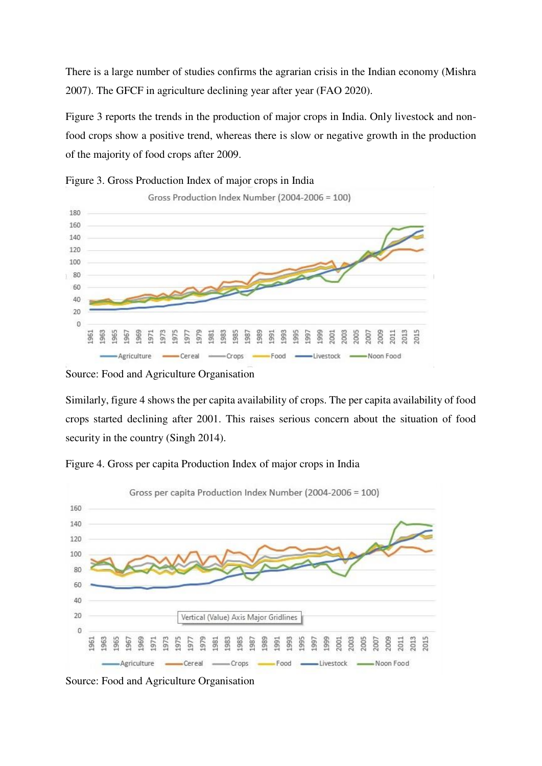There is a large number of studies confirms the agrarian crisis in the Indian economy (Mishra 2007). The GFCF in agriculture declining year after year (FAO 2020).

Figure 3 reports the trends in the production of major crops in India. Only livestock and non-food crops show a positive trend, whereas there is slow or negative growth in the production of the majority of food crops after 2009.

Figure 3. Gross Production Index of major crops in India

Source: Food and Agriculture Organisation

Similarly, figure 4 shows the per capita availability of crops. The per capita availability of food crops started declining after 2001. This raises serious concern about the situation of food security in the country (Singh 2014).

Figure 4. Gross per capita Production Index of major crops in India

Source: Food and Agriculture Organisation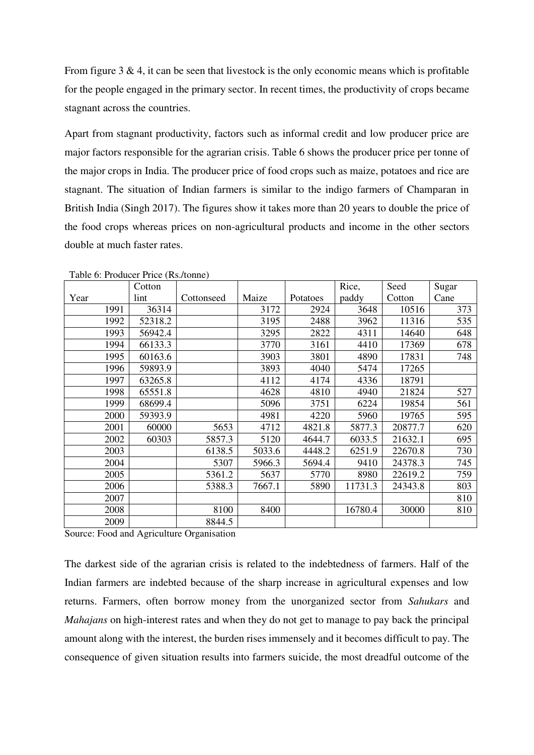From figure 3 & 4, it can be seen that livestock is the only economic means which is profitable for the people engaged in the primary sector. In recent times, the productivity of crops became stagnant across the countries.

Apart from stagnant productivity, factors such as informal credit and low producer price are major factors responsible for the agrarian crisis. Table 6 shows the producer price per tonne of the major crops in India. The producer price of food crops such as maize, potatoes and rice are stagnant. The situation of Indian farmers is similar to the indigo farmers of Champaran in British India (Singh 2017). The figures show it takes more than 20 years to double the price of the food crops whereas prices on non-agricultural products and income in the other sectors double at much faster rates.

Table 6: Producer Price (Rs./tonne)

| Year | Cotton lint | Cottonseed | Maize | Potatoes | Rice, paddy | Seed Cotton | Sugar Cane |
|---|---|---|---|---|---|---|---|
| 1991 | 36314 | | 3172 | 2924 | 3648 | 10516 | 373 |
| 1992 | 52318.2 | | 3195 | 2488 | 3962 | 11316 | 535 |
| 1993 | 56942.4 | | 3295 | 2822 | 4311 | 14640 | 648 |
| 1994 | 66133.3 | | 3770 | 3161 | 4410 | 17369 | 678 |
| 1995 | 60163.6 | | 3903 | 3801 | 4890 | 17831 | 748 |
| 1996 | 59893.9 | | 3893 | 4040 | 5474 | 17265 | |
| 1997 | 63265.8 | | 4112 | 4174 | 4336 | 18791 | |
| 1998 | 65551.8 | | 4628 | 4810 | 4940 | 21824 | 527 |
| 1999 | 68699.4 | | 5096 | 3751 | 6224 | 19854 | 561 |
| 2000 | 59393.9 | | 4981 | 4220 | 5960 | 19765 | 595 |
| 2001 | 60000 | 5653 | 4712 | 4821.8 | 5877.3 | 20877.7 | 620 |
| 2002 | 60303 | 5857.3 | 5120 | 4644.7 | 6033.5 | 21632.1 | 695 |
| 2003 | | 6138.5 | 5033.6 | 4448.2 | 6251.9 | 22670.8 | 730 |
| 2004 | | 5307 | 5966.3 | 5694.4 | 9410 | 24378.3 | 745 |
| 2005 | | 5361.2 | 5637 | 5770 | 8980 | 22619.2 | 759 |
| 2006 | | 5388.3 | 7667.1 | 5890 | 11731.3 | 24343.8 | 803 |
| 2007 | | | | | | | 810 |
| 2008 | | 8100 | 8400 | | 16780.4 | 30000 | 810 |
| 2009 | | 8844.5 | | | | | |

Source: Food and Agriculture Organisation

The darkest side of the agrarian crisis is related to the indebtedness of farmers. Half of the Indian farmers are indebted because of the sharp increase in agricultural expenses and low returns. Farmers, often borrow money from the unorganized sector from *Sahukars* and *Mahajans* on high-interest rates and when they do not get to manage to pay back the principal amount along with the interest, the burden rises immensely and it becomes difficult to pay. The consequence of given situation results into farmers suicide, the most dreadful outcome of the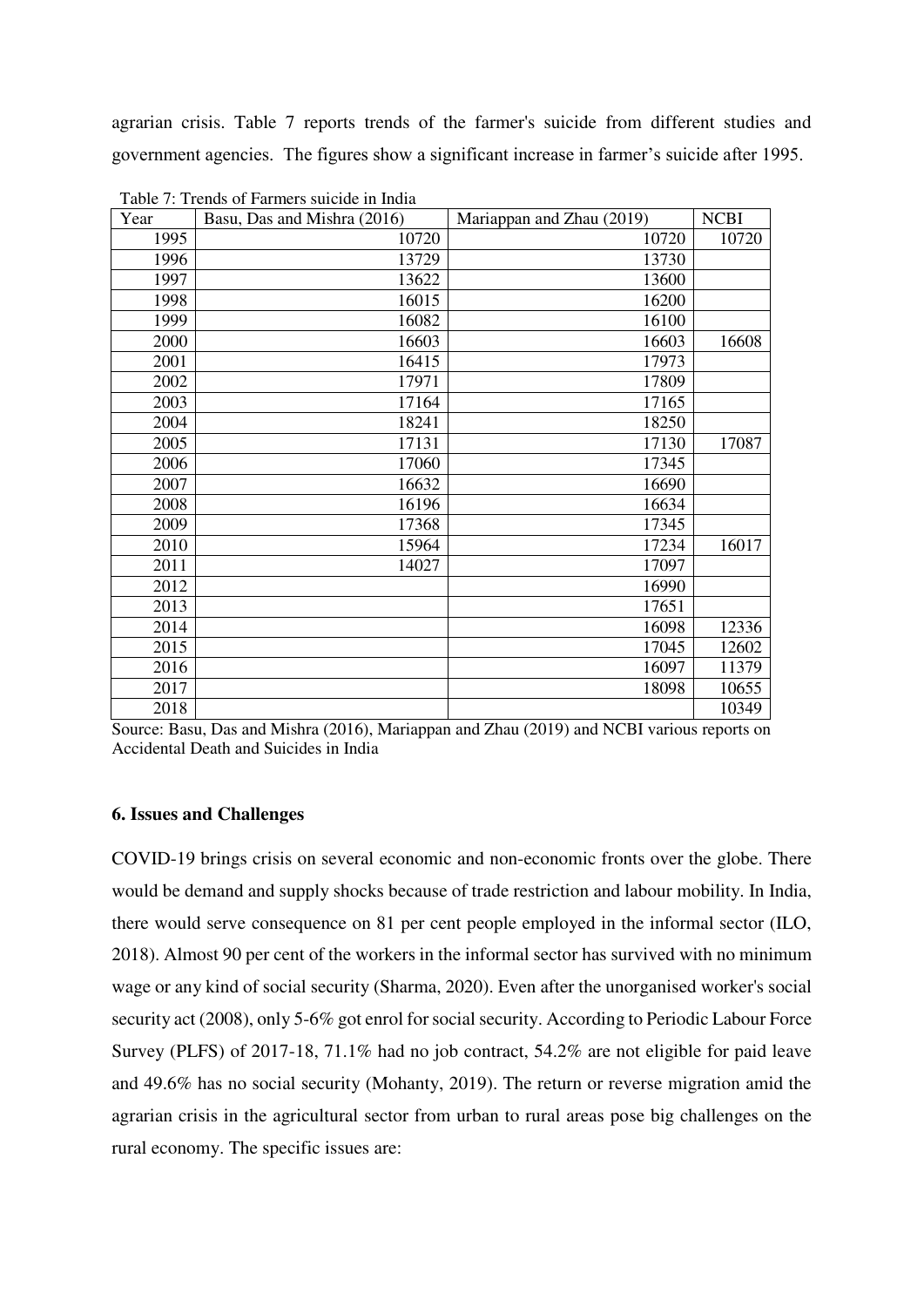agrarian crisis. Table 7 reports trends of the farmer's suicide from different studies and government agencies. The figures show a significant increase in farmer's suicide after 1995.

Table 7: Trends of Farmers suicide in India

| Year | Basu, Das and Mishra (2016) | Mariappan and Zhau (2019) | NCBI |
|---|---|---|---|
| 1995 | 10720 | 10720 | 10720 |
| 1996 | 13729 | 13730 | |
| 1997 | 13622 | 13600 | |
| 1998 | 16015 | 16200 | |
| 1999 | 16082 | 16100 | |
| 2000 | 16603 | 16603 | 16608 |
| 2001 | 16415 | 17973 | |
| 2002 | 17971 | 17809 | |
| 2003 | 17164 | 17165 | |
| 2004 | 18241 | 18250 | |
| 2005 | 17131 | 17130 | 17087 |
| 2006 | 17060 | 17345 | |
| 2007 | 16632 | 16690 | |
| 2008 | 16196 | 16634 | |
| 2009 | 17368 | 17345 | |
| 2010 | 15964 | 17234 | 16017 |
| 2011 | 14027 | 17097 | |
| 2012 | | 16990 | |
| 2013 | | 17651 | |
| 2014 | | 16098 | 12336 |
| 2015 | | 17045 | 12602 |
| 2016 | | 16097 | 11379 |
| 2017 | | 18098 | 10655 |
| 2018 | | | 10349 |

Source: Basu, Das and Mishra (2016), Mariappan and Zhau (2019) and NCBI various reports on Accidental Death and Suicides in India

### 6. Issues and Challenges

COVID-19 brings crisis on several economic and non-economic fronts over the globe. There would be demand and supply shocks because of trade restriction and labour mobility. In India, there would serve consequence on 81 per cent people employed in the informal sector (ILO, 2018). Almost 90 per cent of the workers in the informal sector has survived with no minimum wage or any kind of social security (Sharma, 2020). Even after the unorganised worker's social security act (2008), only 5-6% got enrol for social security. According to Periodic Labour Force Survey (PLFS) of 2017-18, 71.1% had no job contract, 54.2% are not eligible for paid leave and 49.6% has no social security (Mohanty, 2019). The return or reverse migration amid the agrarian crisis in the agricultural sector from urban to rural areas pose big challenges on the rural economy. The specific issues are: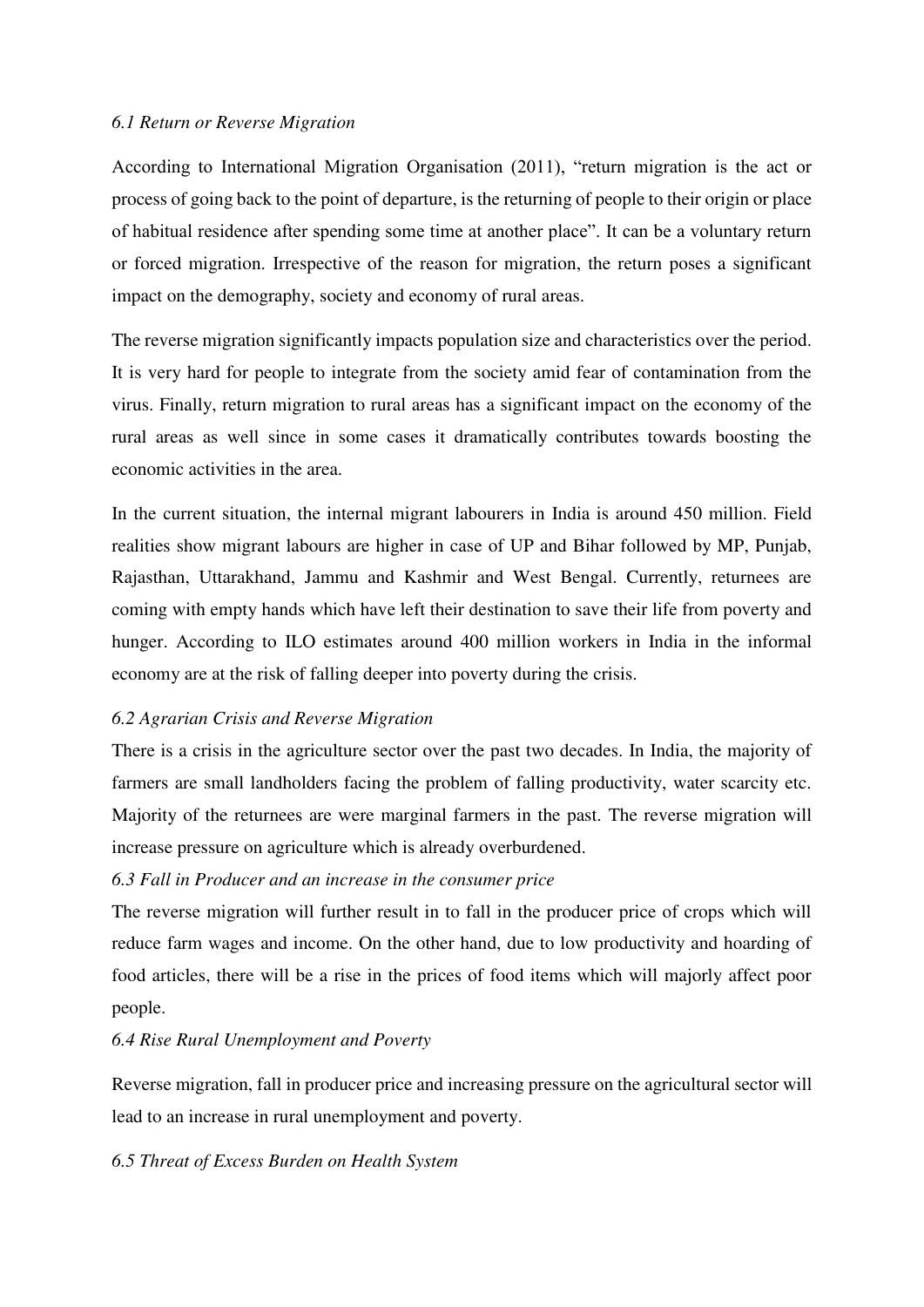### *6.1 Return or Reverse Migration*

According to International Migration Organisation (2011), "return migration is the act or process of going back to the point of departure, is the returning of people to their origin or place of habitual residence after spending some time at another place". It can be a voluntary return or forced migration. Irrespective of the reason for migration, the return poses a significant impact on the demography, society and economy of rural areas.

The reverse migration significantly impacts population size and characteristics over the period. It is very hard for people to integrate from the society amid fear of contamination from the virus. Finally, return migration to rural areas has a significant impact on the economy of the rural areas as well since in some cases it dramatically contributes towards boosting the economic activities in the area.

In the current situation, the internal migrant labourers in India is around 450 million. Field realities show migrant labours are higher in case of UP and Bihar followed by MP, Punjab, Rajasthan, Uttarakhand, Jammu and Kashmir and West Bengal. Currently, returnees are coming with empty hands which have left their destination to save their life from poverty and hunger. According to ILO estimates around 400 million workers in India in the informal economy are at the risk of falling deeper into poverty during the crisis.

### *6.2 Agrarian Crisis and Reverse Migration*

There is a crisis in the agriculture sector over the past two decades. In India, the majority of farmers are small landholders facing the problem of falling productivity, water scarcity etc. Majority of the returnees are were marginal farmers in the past. The reverse migration will increase pressure on agriculture which is already overburdened.

### *6.3 Fall in Producer and an increase in the consumer price*

The reverse migration will further result in to fall in the producer price of crops which will reduce farm wages and income. On the other hand, due to low productivity and hoarding of food articles, there will be a rise in the prices of food items which will majorly affect poor people.

### *6.4 Rise Rural Unemployment and Poverty*

Reverse migration, fall in producer price and increasing pressure on the agricultural sector will lead to an increase in rural unemployment and poverty.

### *6.5 Threat of Excess Burden on Health System*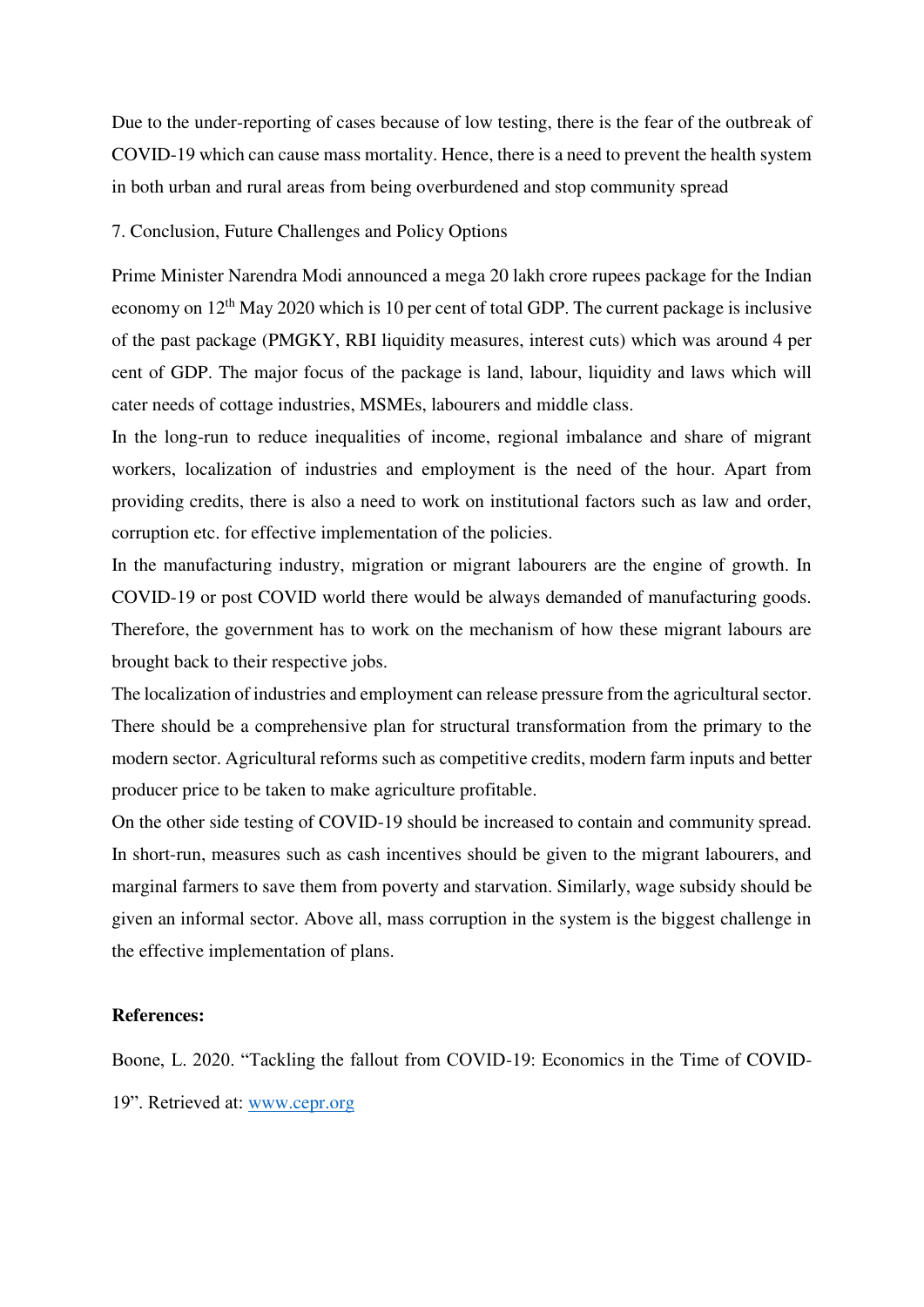Due to the under-reporting of cases because of low testing, there is the fear of the outbreak of COVID-19 which can cause mass mortality. Hence, there is a need to prevent the health system in both urban and rural areas from being overburdened and stop community spread

## 7. Conclusion, Future Challenges and Policy Options

Prime Minister Narendra Modi announced a mega 20 lakh crore rupees package for the Indian economy on 12th May 2020 which is 10 per cent of total GDP. The current package is inclusive of the past package (PMGKY, RBI liquidity measures, interest cuts) which was around 4 per cent of GDP. The major focus of the package is land, labour, liquidity and laws which will cater needs of cottage industries, MSMEs, labourers and middle class.

In the long-run to reduce inequalities of income, regional imbalance and share of migrant workers, localization of industries and employment is the need of the hour. Apart from providing credits, there is also a need to work on institutional factors such as law and order, corruption etc. for effective implementation of the policies.

In the manufacturing industry, migration or migrant labourers are the engine of growth. In COVID-19 or post COVID world there would be always demanded of manufacturing goods. Therefore, the government has to work on the mechanism of how these migrant labours are brought back to their respective jobs.

The localization of industries and employment can release pressure from the agricultural sector. There should be a comprehensive plan for structural transformation from the primary to the modern sector. Agricultural reforms such as competitive credits, modern farm inputs and better producer price to be taken to make agriculture profitable.

On the other side testing of COVID-19 should be increased to contain and community spread. In short-run, measures such as cash incentives should be given to the migrant labourers, and marginal farmers to save them from poverty and starvation. Similarly, wage subsidy should be given an informal sector. Above all, mass corruption in the system is the biggest challenge in the effective implementation of plans.

**References:**

Boone, L. 2020. "Tackling the fallout from COVID-19: Economics in the Time of COVID-19". Retrieved at: www.cepr.org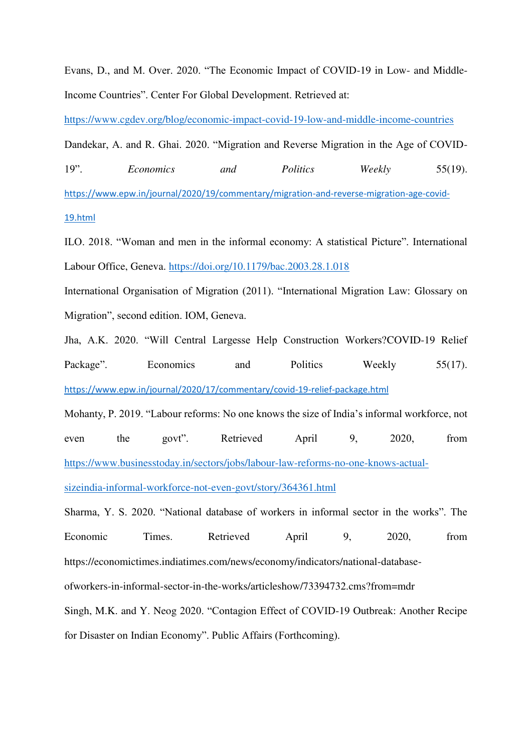Evans, D., and M. Over. 2020. "The Economic Impact of COVID-19 in Low- and Middle-Income Countries". Center For Global Development. Retrieved at: https://www.cgdev.org/blog/economic-impact-covid-19-low-and-middle-income-countries

Dandekar, A. and R. Ghai. 2020. "Migration and Reverse Migration in the Age of COVID-19". *Economics and Politics Weekly* 55(19). https://www.epw.in/journal/2020/19/commentary/migration-and-reverse-migration-age-covid-19.html

ILO. 2018. "Woman and men in the informal economy: A statistical Picture". International Labour Office, Geneva. https://doi.org/10.1179/bac.2003.28.1.018

International Organisation of Migration (2011). "International Migration Law: Glossary on Migration", second edition. IOM, Geneva.

Jha, A.K. 2020. "Will Central Largesse Help Construction Workers?COVID-19 Relief Package". Economics and Politics Weekly 55(17). https://www.epw.in/journal/2020/17/commentary/covid-19-relief-package.html

Mohanty, P. 2019. "Labour reforms: No one knows the size of India's informal workforce, not even the govt". Retrieved April 9, 2020, from https://www.businesstoday.in/sectors/jobs/labour-law-reforms-no-one-knows-actual-sizeindia-informal-workforce-not-even-govt/story/364361.html

Sharma, Y. S. 2020. "National database of workers in informal sector in the works". The Economic Times. Retrieved April 9, 2020, from https://economictimes.indiatimes.com/news/economy/indicators/national-database-ofworkers-in-informal-sector-in-the-works/articleshow/73394732.cms?from=mdr

Singh, M.K. and Y. Neog 2020. "Contagion Effect of COVID-19 Outbreak: Another Recipe for Disaster on Indian Economy". Public Affairs (Forthcoming).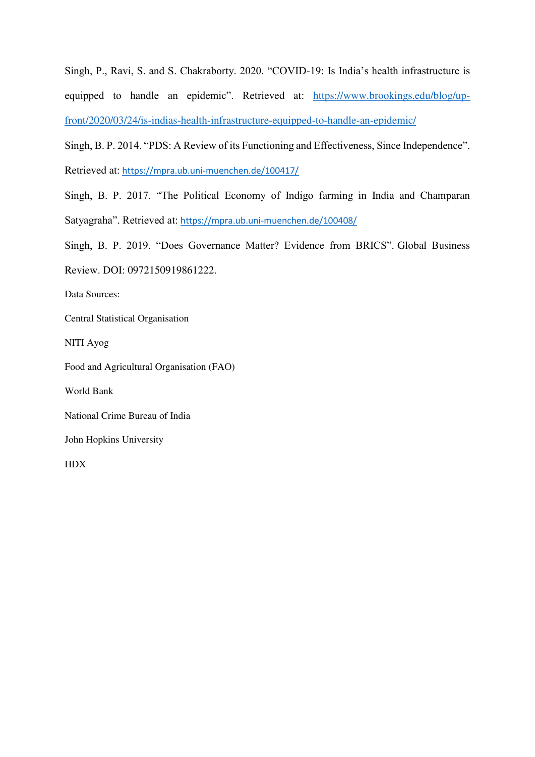Singh, P., Ravi, S. and S. Chakraborty. 2020. "COVID-19: Is India's health infrastructure is equipped to handle an epidemic". Retrieved at: https://www.brookings.edu/blog/up-front/2020/03/24/is-indias-health-infrastructure-equipped-to-handle-an-epidemic/

Singh, B. P. 2014. "PDS: A Review of its Functioning and Effectiveness, Since Independence". Retrieved at: https://mpra.ub.uni-muenchen.de/100417/

Singh, B. P. 2017. "The Political Economy of Indigo farming in India and Champaran Satyagraha". Retrieved at: https://mpra.ub.uni-muenchen.de/100408/

Singh, B. P. 2019. "Does Governance Matter? Evidence from BRICS". Global Business Review. DOI: 0972150919861222.

Data Sources:

Central Statistical Organisation

NITI Ayog

Food and Agricultural Organisation (FAO)

World Bank

National Crime Bureau of India

John Hopkins University

HDX